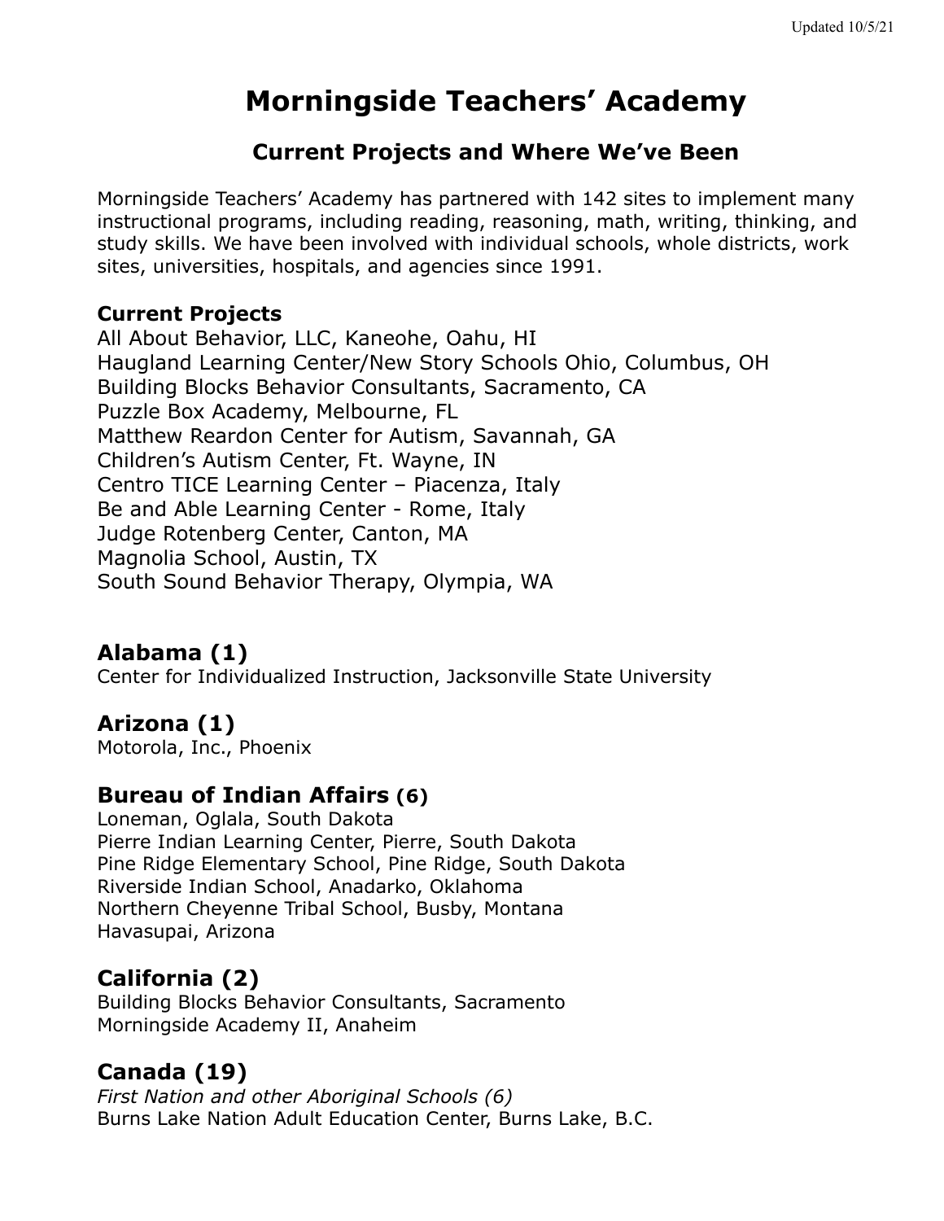Updated 10/5/21

# Morningside Teachers' Academy

## Current Projects and Where We've Been

Morningside Teachers' Academy has partnered with 142 sites to implement many instructional programs, including reading, reasoning, math, writing, thinking, and study skills. We have been involved with individual schools, whole districts, work sites, universities, hospitals, and agencies since 1991.

**Current Projects**
All About Behavior, LLC, Kaneohe, Oahu, HI
Haugland Learning Center/New Story Schools Ohio, Columbus, OH
Building Blocks Behavior Consultants, Sacramento, CA
Puzzle Box Academy, Melbourne, FL
Matthew Reardon Center for Autism, Savannah, GA
Children's Autism Center, Ft. Wayne, IN
Centro TICE Learning Center – Piacenza, Italy
Be and Able Learning Center - Rome, Italy
Judge Rotenberg Center, Canton, MA
Magnolia School, Austin, TX
South Sound Behavior Therapy, Olympia, WA

### Alabama (1)
Center for Individualized Instruction, Jacksonville State University

### Arizona (1)
Motorola, Inc., Phoenix

### Bureau of Indian Affairs (6)
Loneman, Oglala, South Dakota
Pierre Indian Learning Center, Pierre, South Dakota
Pine Ridge Elementary School, Pine Ridge, South Dakota
Riverside Indian School, Anadarko, Oklahoma
Northern Cheyenne Tribal School, Busby, Montana
Havasupai, Arizona

### California (2)
Building Blocks Behavior Consultants, Sacramento
Morningside Academy II, Anaheim

### Canada (19)
*First Nation and other Aboriginal Schools (6)*
Burns Lake Nation Adult Education Center, Burns Lake, B.C.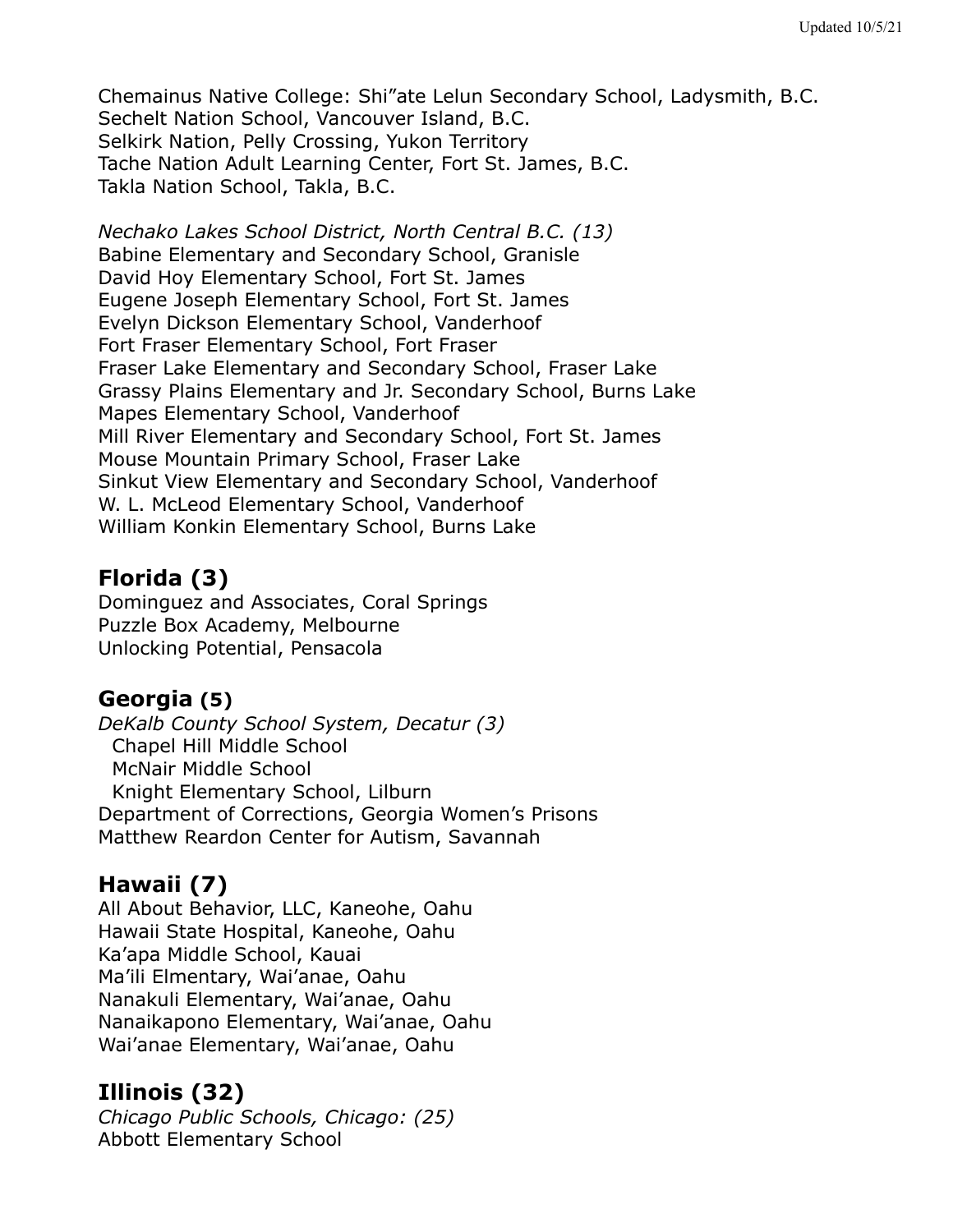Chemainus Native College: Shi"ate Lelun Secondary School, Ladysmith, B.C.
Sechelt Nation School, Vancouver Island, B.C.
Selkirk Nation, Pelly Crossing, Yukon Territory
Tache Nation Adult Learning Center, Fort St. James, B.C.
Takla Nation School, Takla, B.C.

*Nechako Lakes School District, North Central B.C. (13)*
Babine Elementary and Secondary School, Granisle
David Hoy Elementary School, Fort St. James
Eugene Joseph Elementary School, Fort St. James
Evelyn Dickson Elementary School, Vanderhoof
Fort Fraser Elementary School, Fort Fraser
Fraser Lake Elementary and Secondary School, Fraser Lake
Grassy Plains Elementary and Jr. Secondary School, Burns Lake
Mapes Elementary School, Vanderhoof
Mill River Elementary and Secondary School, Fort St. James
Mouse Mountain Primary School, Fraser Lake
Sinkut View Elementary and Secondary School, Vanderhoof
W. L. McLeod Elementary School, Vanderhoof
William Konkin Elementary School, Burns Lake

## Florida (3)

Dominguez and Associates, Coral Springs
Puzzle Box Academy, Melbourne
Unlocking Potential, Pensacola

## Georgia (5)

*DeKalb County School System, Decatur (3)*
Chapel Hill Middle School
McNair Middle School
Knight Elementary School, Lilburn
Department of Corrections, Georgia Women's Prisons
Matthew Reardon Center for Autism, Savannah

## Hawaii (7)

All About Behavior, LLC, Kaneohe, Oahu
Hawaii State Hospital, Kaneohe, Oahu
Ka'apa Middle School, Kauai
Ma'ili Elmentary, Wai'anae, Oahu
Nanakuli Elementary, Wai'anae, Oahu
Nanaikapono Elementary, Wai'anae, Oahu
Wai'anae Elementary, Wai'anae, Oahu

## Illinois (32)

*Chicago Public Schools, Chicago: (25)*
Abbott Elementary School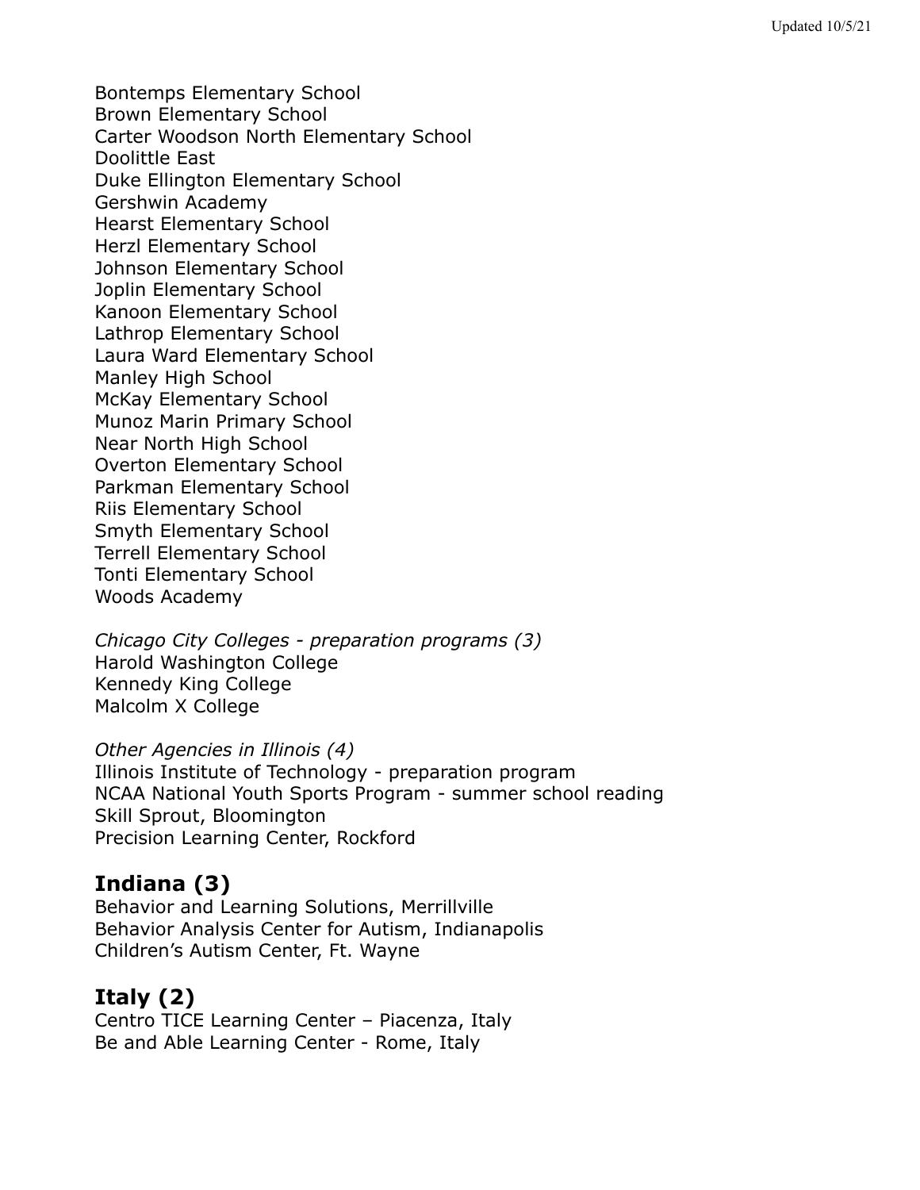Bontemps Elementary School
Brown Elementary School
Carter Woodson North Elementary School
Doolittle East
Duke Ellington Elementary School
Gershwin Academy
Hearst Elementary School
Herzl Elementary School
Johnson Elementary School
Joplin Elementary School
Kanoon Elementary School
Lathrop Elementary School
Laura Ward Elementary School
Manley High School
McKay Elementary School
Munoz Marin Primary School
Near North High School
Overton Elementary School
Parkman Elementary School
Riis Elementary School
Smyth Elementary School
Terrell Elementary School
Tonti Elementary School
Woods Academy

*Chicago City Colleges - preparation programs (3)*
Harold Washington College
Kennedy King College
Malcolm X College

*Other Agencies in Illinois (4)*
Illinois Institute of Technology - preparation program
NCAA National Youth Sports Program - summer school reading
Skill Sprout, Bloomington
Precision Learning Center, Rockford

## Indiana (3)

Behavior and Learning Solutions, Merrillville
Behavior Analysis Center for Autism, Indianapolis
Children's Autism Center, Ft. Wayne

## Italy (2)

Centro TICE Learning Center – Piacenza, Italy
Be and Able Learning Center - Rome, Italy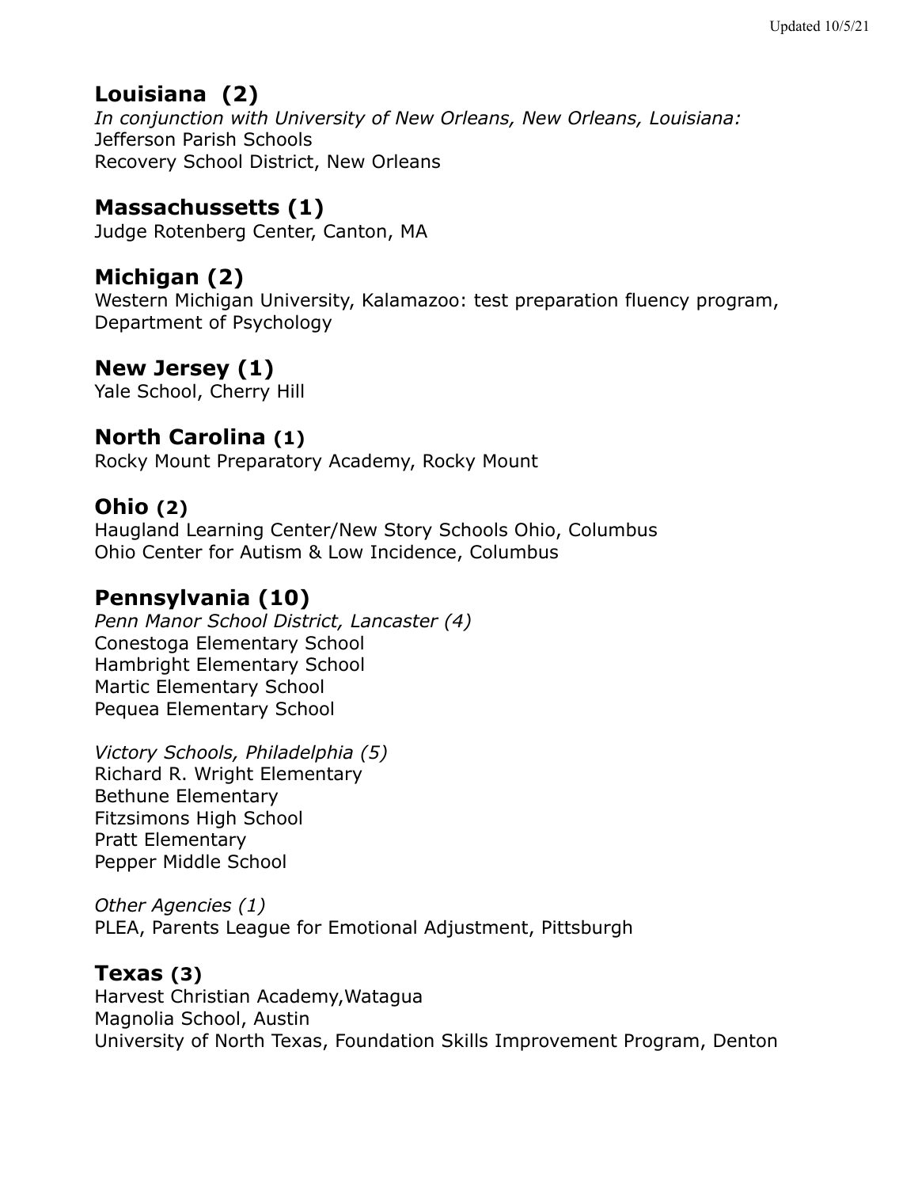## Louisiana (2)

*In conjunction with University of New Orleans, New Orleans, Louisiana:*
Jefferson Parish Schools
Recovery School District, New Orleans

## Massachussetts (1)

Judge Rotenberg Center, Canton, MA

## Michigan (2)

Western Michigan University, Kalamazoo: test preparation fluency program, Department of Psychology

## New Jersey (1)

Yale School, Cherry Hill

## North Carolina (1)

Rocky Mount Preparatory Academy, Rocky Mount

## Ohio (2)

Haugland Learning Center/New Story Schools Ohio, Columbus
Ohio Center for Autism & Low Incidence, Columbus

## Pennsylvania (10)

*Penn Manor School District, Lancaster (4)*
Conestoga Elementary School
Hambright Elementary School
Martic Elementary School
Pequea Elementary School

*Victory Schools, Philadelphia (5)*
Richard R. Wright Elementary
Bethune Elementary
Fitzsimons High School
Pratt Elementary
Pepper Middle School

*Other Agencies (1)*
PLEA, Parents League for Emotional Adjustment, Pittsburgh

## Texas (3)

Harvest Christian Academy,Watagua
Magnolia School, Austin
University of North Texas, Foundation Skills Improvement Program, Denton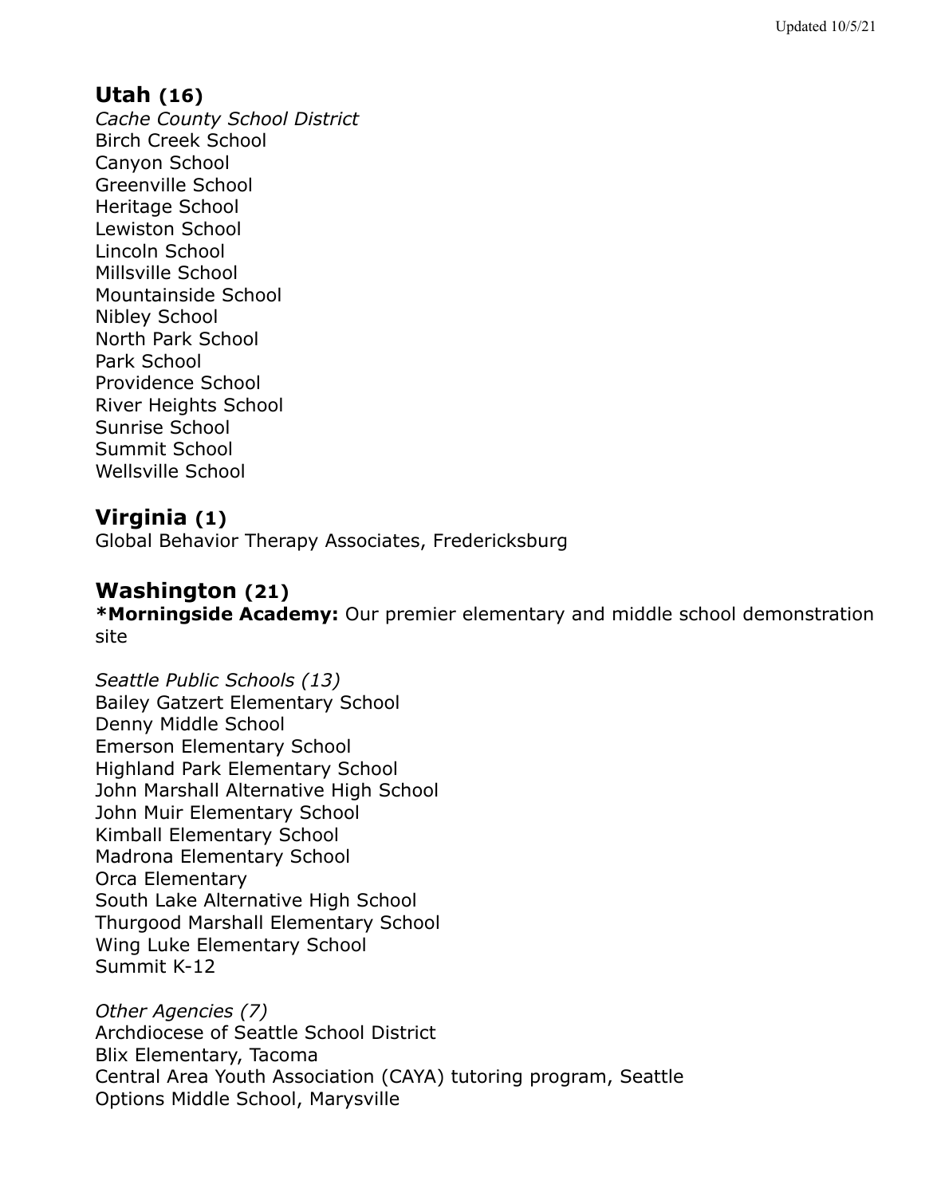## Utah (16)

*Cache County School District*
Birch Creek School
Canyon School
Greenville School
Heritage School
Lewiston School
Lincoln School
Millsville School
Mountainside School
Nibley School
North Park School
Park School
Providence School
River Heights School
Sunrise School
Summit School
Wellsville School

## Virginia (1)

Global Behavior Therapy Associates, Fredericksburg

## Washington (21)

***Morningside Academy:** Our premier elementary and middle school demonstration site

*Seattle Public Schools (13)*
Bailey Gatzert Elementary School
Denny Middle School
Emerson Elementary School
Highland Park Elementary School
John Marshall Alternative High School
John Muir Elementary School
Kimball Elementary School
Madrona Elementary School
Orca Elementary
South Lake Alternative High School
Thurgood Marshall Elementary School
Wing Luke Elementary School
Summit K-12

*Other Agencies (7)*
Archdiocese of Seattle School District
Blix Elementary, Tacoma
Central Area Youth Association (CAYA) tutoring program, Seattle
Options Middle School, Marysville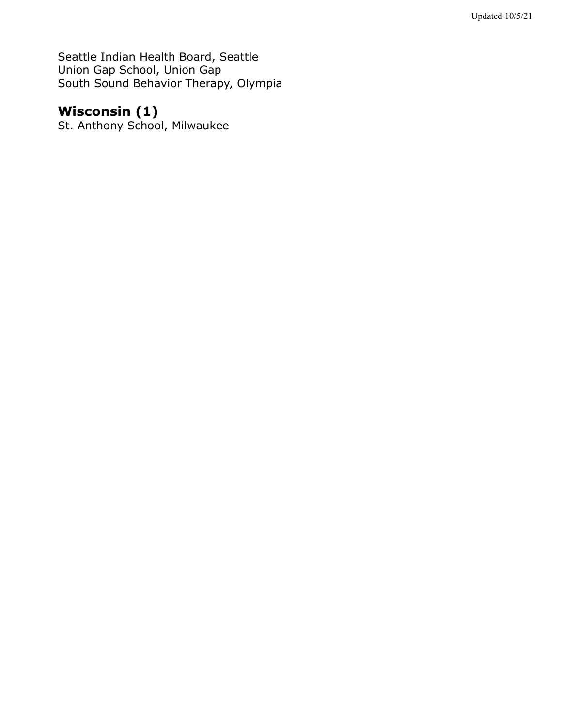Seattle Indian Health Board, Seattle
Union Gap School, Union Gap
South Sound Behavior Therapy, Olympia

## Wisconsin (1)

St. Anthony School, Milwaukee